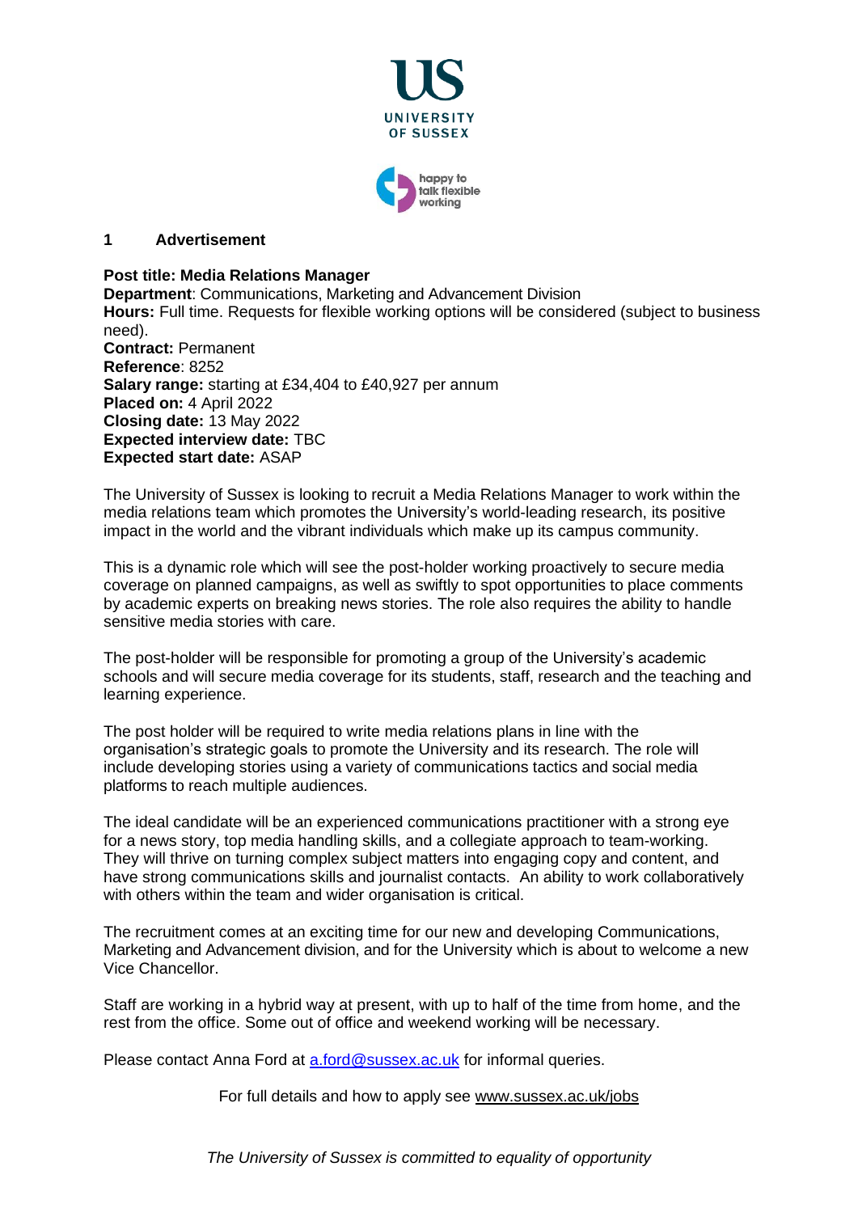UNIVERSITY OF SUSSEX

happy to talk flexible working

## 1 Advertisement

**Post title: Media Relations Manager**
**Department**: Communications, Marketing and Advancement Division
**Hours:** Full time. Requests for flexible working options will be considered (subject to business need).
**Contract:** Permanent
**Reference**: 8252
**Salary range:** starting at £34,404 to £40,927 per annum
**Placed on:** 4 April 2022
**Closing date:** 13 May 2022
**Expected interview date:** TBC
**Expected start date:** ASAP

The University of Sussex is looking to recruit a Media Relations Manager to work within the media relations team which promotes the University's world-leading research, its positive impact in the world and the vibrant individuals which make up its campus community.

This is a dynamic role which will see the post-holder working proactively to secure media coverage on planned campaigns, as well as swiftly to spot opportunities to place comments by academic experts on breaking news stories. The role also requires the ability to handle sensitive media stories with care.

The post-holder will be responsible for promoting a group of the University's academic schools and will secure media coverage for its students, staff, research and the teaching and learning experience.

The post holder will be required to write media relations plans in line with the organisation's strategic goals to promote the University and its research. The role will include developing stories using a variety of communications tactics and social media platforms to reach multiple audiences.

The ideal candidate will be an experienced communications practitioner with a strong eye for a news story, top media handling skills, and a collegiate approach to team-working. They will thrive on turning complex subject matters into engaging copy and content, and have strong communications skills and journalist contacts. An ability to work collaboratively with others within the team and wider organisation is critical.

The recruitment comes at an exciting time for our new and developing Communications, Marketing and Advancement division, and for the University which is about to welcome a new Vice Chancellor.

Staff are working in a hybrid way at present, with up to half of the time from home, and the rest from the office. Some out of office and weekend working will be necessary.

Please contact Anna Ford at a.ford@sussex.ac.uk for informal queries.

For full details and how to apply see www.sussex.ac.uk/jobs

*The University of Sussex is committed to equality of opportunity*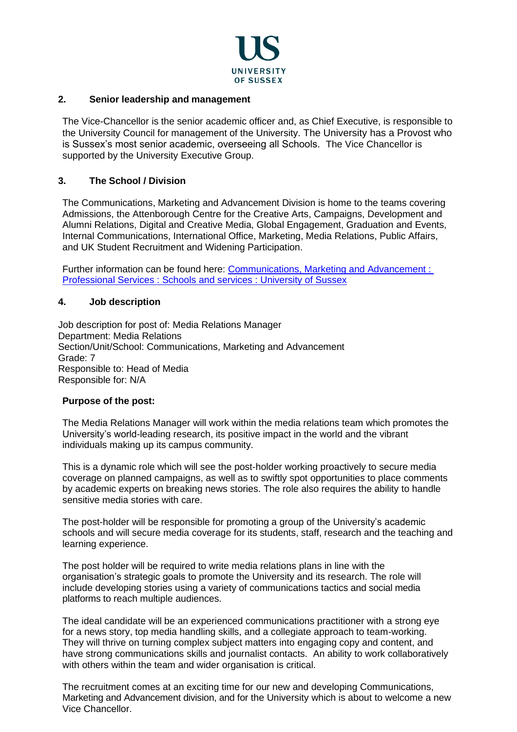## 2. Senior leadership and management

The Vice-Chancellor is the senior academic officer and, as Chief Executive, is responsible to the University Council for management of the University. The University has a Provost who is Sussex's most senior academic, overseeing all Schools. The Vice Chancellor is supported by the University Executive Group.

## 3. The School / Division

The Communications, Marketing and Advancement Division is home to the teams covering Admissions, the Attenborough Centre for the Creative Arts, Campaigns, Development and Alumni Relations, Digital and Creative Media, Global Engagement, Graduation and Events, Internal Communications, International Office, Marketing, Media Relations, Public Affairs, and UK Student Recruitment and Widening Participation.

Further information can be found here: [Communications, Marketing and Advancement : Professional Services : Schools and services : University of Sussex]()

## 4. Job description

Job description for post of: Media Relations Manager
Department: Media Relations
Section/Unit/School: Communications, Marketing and Advancement
Grade: 7
Responsible to: Head of Media
Responsible for: N/A

**Purpose of the post:**

The Media Relations Manager will work within the media relations team which promotes the University's world-leading research, its positive impact in the world and the vibrant individuals making up its campus community.

This is a dynamic role which will see the post-holder working proactively to secure media coverage on planned campaigns, as well as to swiftly spot opportunities to place comments by academic experts on breaking news stories. The role also requires the ability to handle sensitive media stories with care.

The post-holder will be responsible for promoting a group of the University's academic schools and will secure media coverage for its students, staff, research and the teaching and learning experience.

The post holder will be required to write media relations plans in line with the organisation's strategic goals to promote the University and its research. The role will include developing stories using a variety of communications tactics and social media platforms to reach multiple audiences.

The ideal candidate will be an experienced communications practitioner with a strong eye for a news story, top media handling skills, and a collegiate approach to team-working. They will thrive on turning complex subject matters into engaging copy and content, and have strong communications skills and journalist contacts. An ability to work collaboratively with others within the team and wider organisation is critical.

The recruitment comes at an exciting time for our new and developing Communications, Marketing and Advancement division, and for the University which is about to welcome a new Vice Chancellor.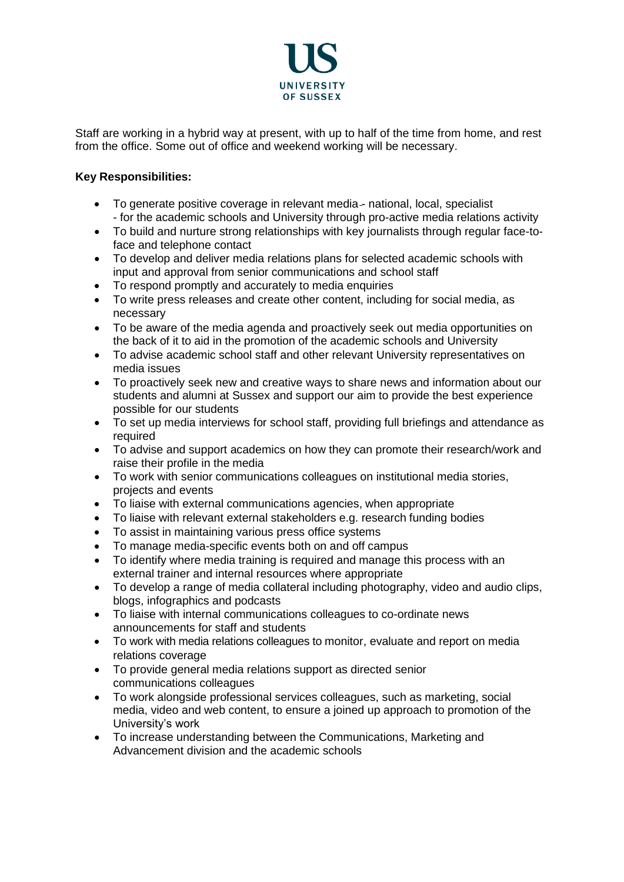Staff are working in a hybrid way at present, with up to half of the time from home, and rest from the office. Some out of office and weekend working will be necessary.

**Key Responsibilities:**

- To generate positive coverage in relevant media - national, local, specialist - for the academic schools and University through pro-active media relations activity
- To build and nurture strong relationships with key journalists through regular face-to-face and telephone contact
- To develop and deliver media relations plans for selected academic schools with input and approval from senior communications and school staff
- To respond promptly and accurately to media enquiries
- To write press releases and create other content, including for social media, as necessary
- To be aware of the media agenda and proactively seek out media opportunities on the back of it to aid in the promotion of the academic schools and University
- To advise academic school staff and other relevant University representatives on media issues
- To proactively seek new and creative ways to share news and information about our students and alumni at Sussex and support our aim to provide the best experience possible for our students
- To set up media interviews for school staff, providing full briefings and attendance as required
- To advise and support academics on how they can promote their research/work and raise their profile in the media
- To work with senior communications colleagues on institutional media stories, projects and events
- To liaise with external communications agencies, when appropriate
- To liaise with relevant external stakeholders e.g. research funding bodies
- To assist in maintaining various press office systems
- To manage media-specific events both on and off campus
- To identify where media training is required and manage this process with an external trainer and internal resources where appropriate
- To develop a range of media collateral including photography, video and audio clips, blogs, infographics and podcasts
- To liaise with internal communications colleagues to co-ordinate news announcements for staff and students
- To work with media relations colleagues to monitor, evaluate and report on media relations coverage
- To provide general media relations support as directed senior communications colleagues
- To work alongside professional services colleagues, such as marketing, social media, video and web content, to ensure a joined up approach to promotion of the University's work
- To increase understanding between the Communications, Marketing and Advancement division and the academic schools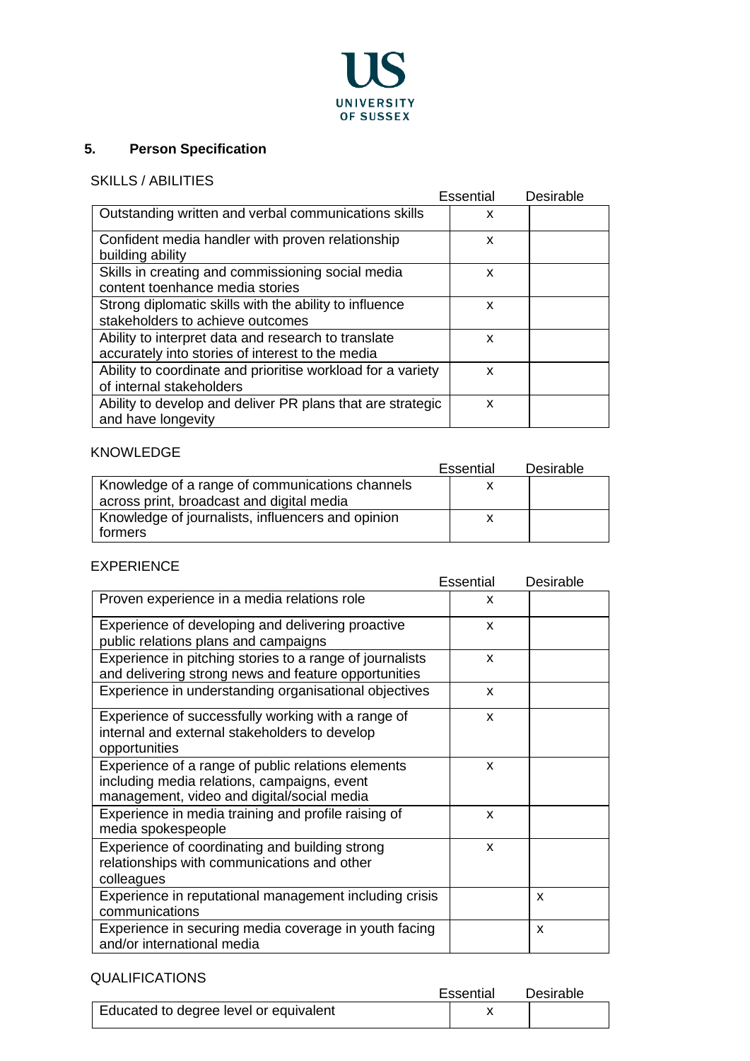## 5. Person Specification

SKILLS / ABILITIES

| | Essential | Desirable |
|---|---|---|
| Outstanding written and verbal communications skills | x | |
| Confident media handler with proven relationship building ability | x | |
| Skills in creating and commissioning social media content toenhance media stories | x | |
| Strong diplomatic skills with the ability to influence stakeholders to achieve outcomes | x | |
| Ability to interpret data and research to translate accurately into stories of interest to the media | x | |
| Ability to coordinate and prioritise workload for a variety of internal stakeholders | x | |
| Ability to develop and deliver PR plans that are strategic and have longevity | x | |

KNOWLEDGE

| | Essential | Desirable |
|---|---|---|
| Knowledge of a range of communications channels across print, broadcast and digital media | x | |
| Knowledge of journalists, influencers and opinion formers | x | |

EXPERIENCE

| | Essential | Desirable |
|---|---|---|
| Proven experience in a media relations role | x | |
| Experience of developing and delivering proactive public relations plans and campaigns | x | |
| Experience in pitching stories to a range of journalists and delivering strong news and feature opportunities | x | |
| Experience in understanding organisational objectives | x | |
| Experience of successfully working with a range of internal and external stakeholders to develop opportunities | x | |
| Experience of a range of public relations elements including media relations, campaigns, event management, video and digital/social media | x | |
| Experience in media training and profile raising of media spokespeople | x | |
| Experience of coordinating and building strong relationships with communications and other colleagues | x | |
| Experience in reputational management including crisis communications | | x |
| Experience in securing media coverage in youth facing and/or international media | | x |

QUALIFICATIONS

| | Essential | Desirable |
|---|---|---|
| Educated to degree level or equivalent | x | |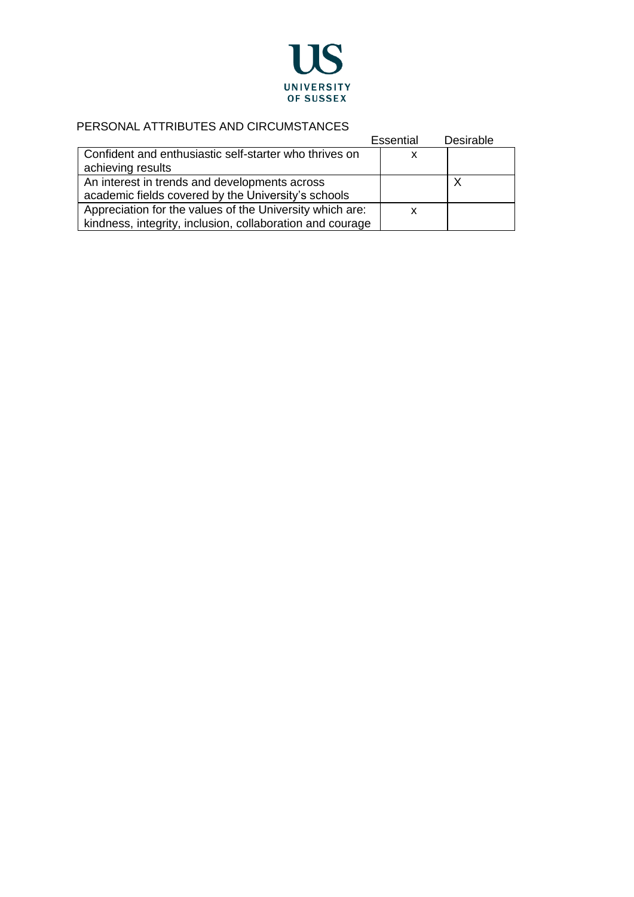PERSONAL ATTRIBUTES AND CIRCUMSTANCES

| | Essential | Desirable |
|---|---|---|
| Confident and enthusiastic self-starter who thrives on achieving results | x | |
| An interest in trends and developments across academic fields covered by the University's schools | | X |
| Appreciation for the values of the University which are: kindness, integrity, inclusion, collaboration and courage | x | |